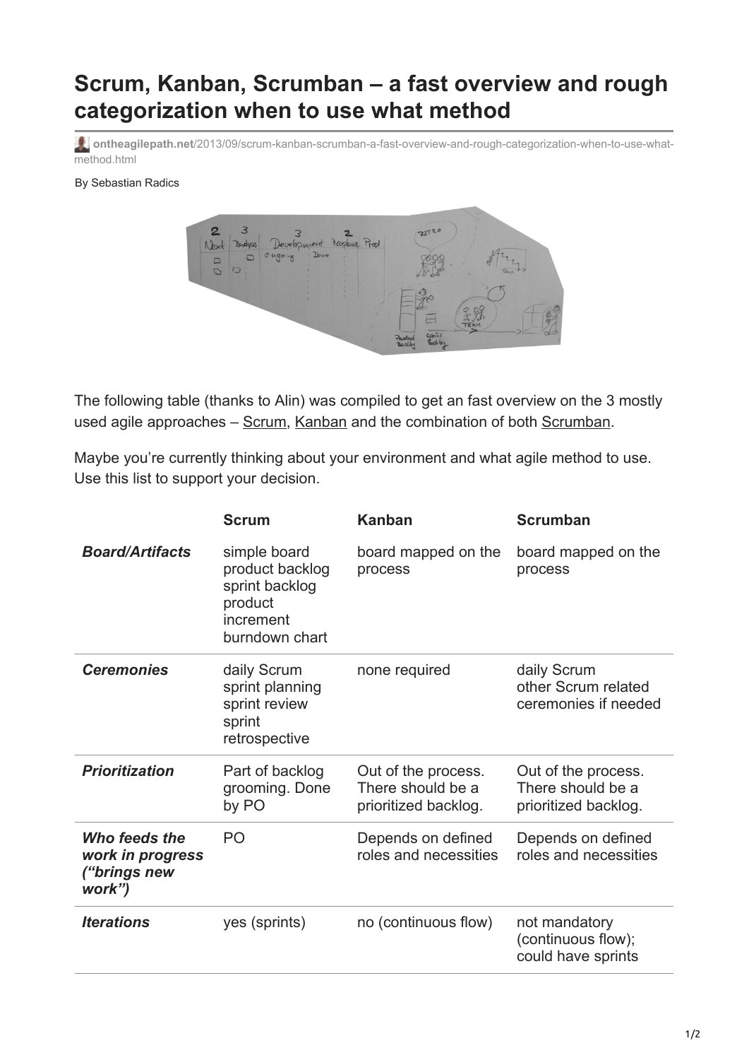# Scrum, Kanban, Scrumban – a fast overview and rough categorization when to use what method

**ontheagilepath.net**/2013/09/scrum-kanban-scrumban-a-fast-overview-and-rough-categorization-when-to-use-what-method.html

By Sebastian Radics

The following table (thanks to Alin) was compiled to get an fast overview on the 3 mostly used agile approaches – Scrum, Kanban and the combination of both Scrumban.

Maybe you're currently thinking about your environment and what agile method to use. Use this list to support your decision.

| | Scrum | Kanban | Scrumban |
|---|---|---|---|
| ***Board/Artifacts*** | simple board<br>product backlog<br>sprint backlog<br>product increment<br>burndown chart | board mapped on the process | board mapped on the process |
| ***Ceremonies*** | daily Scrum<br>sprint planning<br>sprint review<br>sprint retrospective | none required | daily Scrum<br>other Scrum related ceremonies if needed |
| ***Prioritization*** | Part of backlog grooming. Done by PO | Out of the process. There should be a prioritized backlog. | Out of the process. There should be a prioritized backlog. |
| ***Who feeds the work in progress ("brings new work")*** | PO | Depends on defined roles and necessities | Depends on defined roles and necessities |
| ***Iterations*** | yes (sprints) | no (continuous flow) | not mandatory (continuous flow); could have sprints |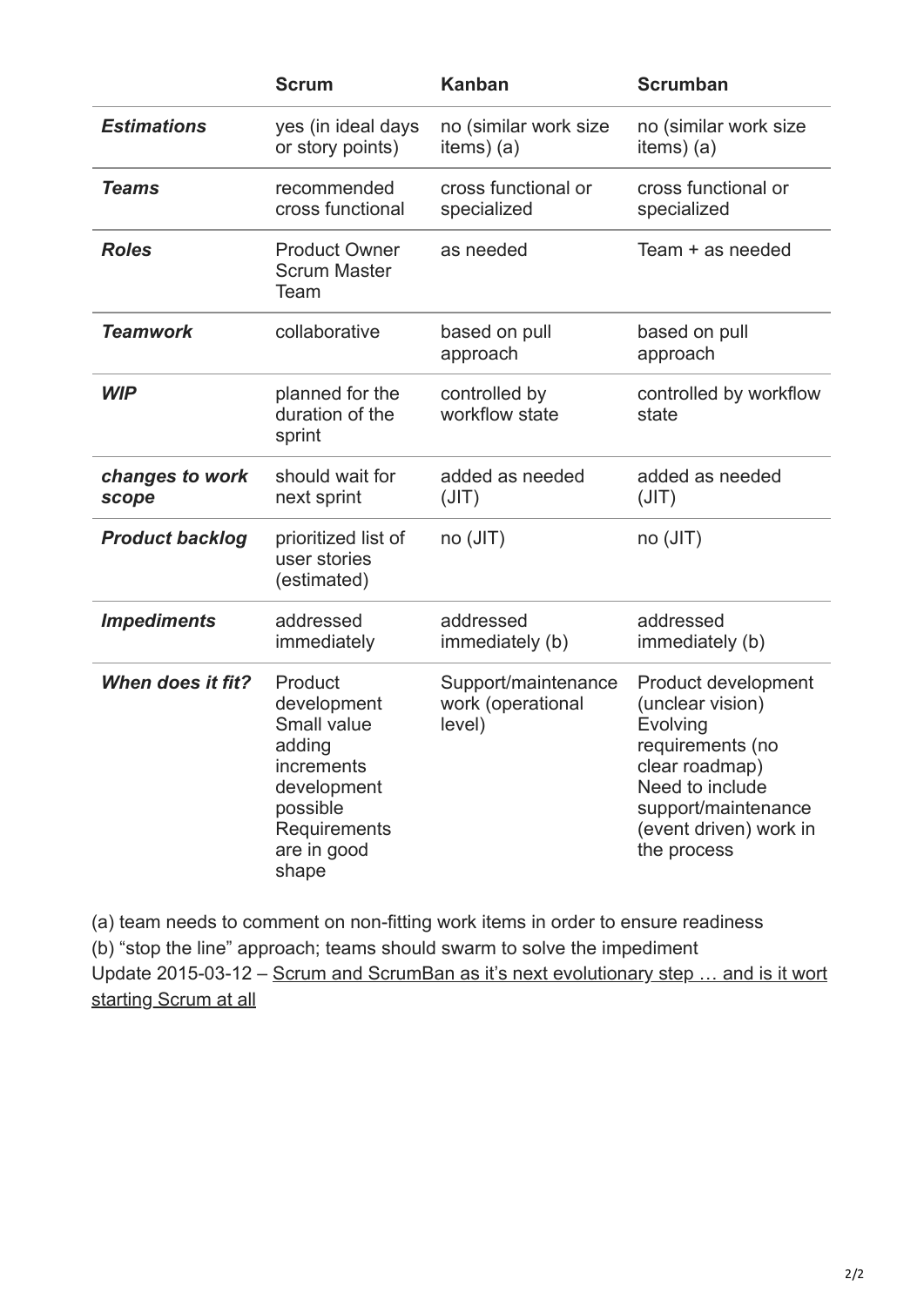| | Scrum | Kanban | Scrumban |
|---|---|---|---|
| ***Estimations*** | yes (in ideal days or story points) | no (similar work size items) (a) | no (similar work size items) (a) |
| ***Teams*** | recommended cross functional | cross functional or specialized | cross functional or specialized |
| ***Roles*** | Product Owner Scrum Master Team | as needed | Team + as needed |
| ***Teamwork*** | collaborative | based on pull approach | based on pull approach |
| ***WIP*** | planned for the duration of the sprint | controlled by workflow state | controlled by workflow state |
| ***changes to work scope*** | should wait for next sprint | added as needed (JIT) | added as needed (JIT) |
| ***Product backlog*** | prioritized list of user stories (estimated) | no (JIT) | no (JIT) |
| ***Impediments*** | addressed immediately | addressed immediately (b) | addressed immediately (b) |
| ***When does it fit?*** | Product development Small value adding increments development possible Requirements are in good shape | Support/maintenance work (operational level) | Product development (unclear vision) Evolving requirements (no clear roadmap) Need to include support/maintenance (event driven) work in the process |

(a) team needs to comment on non-fitting work items in order to ensure readiness

(b) “stop the line” approach; teams should swarm to solve the impediment

Update 2015-03-12 – Scrum and ScrumBan as it’s next evolutionary step … and is it wort starting Scrum at all